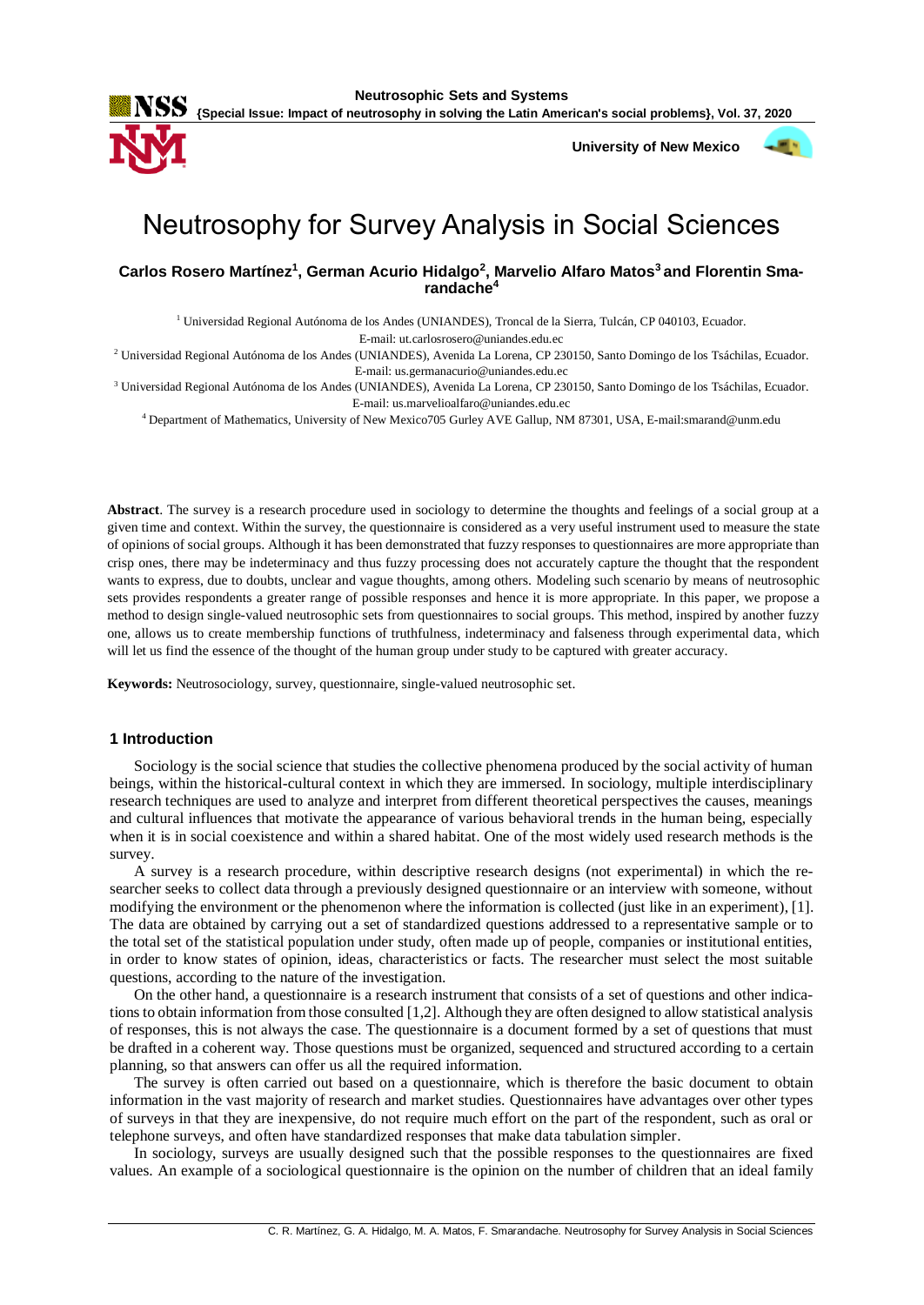# Neutrosophy for Survey Analysis in Social Sciences

**Carlos Rosero Martínez[1], German Acurio Hidalgo[2], Marvelio Alfaro Matos[3] and Florentin Smarandache[4]**

[1] Universidad Regional Autónoma de los Andes (UNIANDES), Troncal de la Sierra, Tulcán, CP 040103, Ecuador. E-mail: ut.carlosrosero@uniandes.edu.ec

[2] Universidad Regional Autónoma de los Andes (UNIANDES), Avenida La Lorena, CP 230150, Santo Domingo de los Tsáchilas, Ecuador. E-mail: us.germanacurio@uniandes.edu.ec

[3] Universidad Regional Autónoma de los Andes (UNIANDES), Avenida La Lorena, CP 230150, Santo Domingo de los Tsáchilas, Ecuador. E-mail: us.marvelioalfaro@uniandes.edu.ec

[4] Department of Mathematics, University of New Mexico705 Gurley AVE Gallup, NM 87301, USA, E-mail:smarand@unm.edu

**Abstract**. The survey is a research procedure used in sociology to determine the thoughts and feelings of a social group at a given time and context. Within the survey, the questionnaire is considered as a very useful instrument used to measure the state of opinions of social groups. Although it has been demonstrated that fuzzy responses to questionnaires are more appropriate than crisp ones, there may be indeterminacy and thus fuzzy processing does not accurately capture the thought that the respondent wants to express, due to doubts, unclear and vague thoughts, among others. Modeling such scenario by means of neutrosophic sets provides respondents a greater range of possible responses and hence it is more appropriate. In this paper, we propose a method to design single-valued neutrosophic sets from questionnaires to social groups. This method, inspired by another fuzzy one, allows us to create membership functions of truthfulness, indeterminacy and falseness through experimental data, which will let us find the essence of the thought of the human group under study to be captured with greater accuracy.

**Keywords:** Neutrosociology, survey, questionnaire, single-valued neutrosophic set.

## 1 Introduction

Sociology is the social science that studies the collective phenomena produced by the social activity of human beings, within the historical-cultural context in which they are immersed. In sociology, multiple interdisciplinary research techniques are used to analyze and interpret from different theoretical perspectives the causes, meanings and cultural influences that motivate the appearance of various behavioral trends in the human being, especially when it is in social coexistence and within a shared habitat. One of the most widely used research methods is the survey.

A survey is a research procedure, within descriptive research designs (not experimental) in which the researcher seeks to collect data through a previously designed questionnaire or an interview with someone, without modifying the environment or the phenomenon where the information is collected (just like in an experiment), [1]. The data are obtained by carrying out a set of standardized questions addressed to a representative sample or to the total set of the statistical population under study, often made up of people, companies or institutional entities, in order to know states of opinion, ideas, characteristics or facts. The researcher must select the most suitable questions, according to the nature of the investigation.

On the other hand, a questionnaire is a research instrument that consists of a set of questions and other indications to obtain information from those consulted [1,2]. Although they are often designed to allow statistical analysis of responses, this is not always the case. The questionnaire is a document formed by a set of questions that must be drafted in a coherent way. Those questions must be organized, sequenced and structured according to a certain planning, so that answers can offer us all the required information.

The survey is often carried out based on a questionnaire, which is therefore the basic document to obtain information in the vast majority of research and market studies. Questionnaires have advantages over other types of surveys in that they are inexpensive, do not require much effort on the part of the respondent, such as oral or telephone surveys, and often have standardized responses that make data tabulation simpler.

In sociology, surveys are usually designed such that the possible responses to the questionnaires are fixed values. An example of a sociological questionnaire is the opinion on the number of children that an ideal family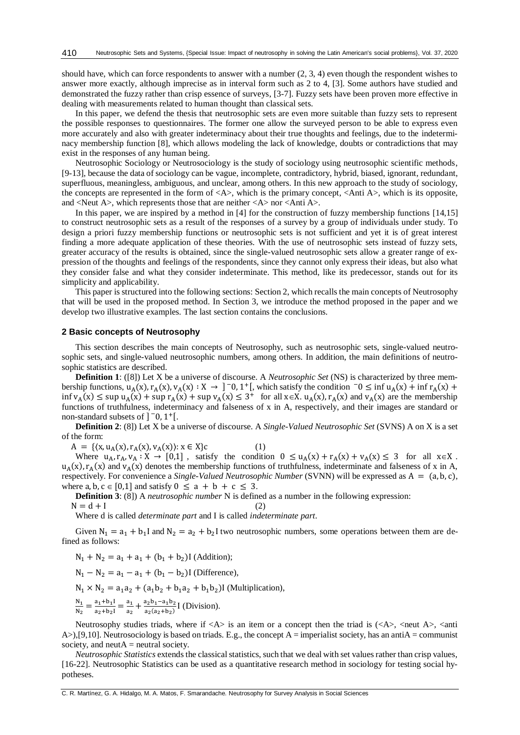should have, which can force respondents to answer with a number (2, 3, 4) even though the respondent wishes to answer more exactly, although imprecise as in interval form such as 2 to 4, [3]. Some authors have studied and demonstrated the fuzzy rather than crisp essence of surveys, [3-7]. Fuzzy sets have been proven more effective in dealing with measurements related to human thought than classical sets.

In this paper, we defend the thesis that neutrosophic sets are even more suitable than fuzzy sets to represent the possible responses to questionnaires. The former one allow the surveyed person to be able to express even more accurately and also with greater indeterminacy about their true thoughts and feelings, due to the indeterminacy membership function [8], which allows modeling the lack of knowledge, doubts or contradictions that may exist in the responses of any human being.

Neutrosophic Sociology or Neutrosociology is the study of sociology using neutrosophic scientific methods, [9-13], because the data of sociology can be vague, incomplete, contradictory, hybrid, biased, ignorant, redundant, superfluous, meaningless, ambiguous, and unclear, among others. In this new approach to the study of sociology, the concepts are represented in the form of <A>, which is the primary concept, <Anti A>, which is its opposite, and <Neut A>, which represents those that are neither <A> nor <Anti A>.

In this paper, we are inspired by a method in [4] for the construction of fuzzy membership functions [14,15] to construct neutrosophic sets as a result of the responses of a survey by a group of individuals under study. To design a priori fuzzy membership functions or neutrosophic sets is not sufficient and yet it is of great interest finding a more adequate application of these theories. With the use of neutrosophic sets instead of fuzzy sets, greater accuracy of the results is obtained, since the single-valued neutrosophic sets allow a greater range of expression of the thoughts and feelings of the respondents, since they cannot only express their ideas, but also what they consider false and what they consider indeterminate. This method, like its predecessor, stands out for its simplicity and applicability.

This paper is structured into the following sections: Section 2, which recalls the main concepts of Neutrosophy that will be used in the proposed method. In Section 3, we introduce the method proposed in the paper and we develop two illustrative examples. The last section contains the conclusions.

## 2 Basic concepts of Neutrosophy

This section describes the main concepts of Neutrosophy, such as neutrosophic sets, single-valued neutrosophic sets, and single-valued neutrosophic numbers, among others. In addition, the main definitions of neutrosophic statistics are described.

**Definition 1**: ([8]) Let X be a universe of discourse. A *Neutrosophic Set* (NS) is characterized by three membership functions, $u_A(x), r_A(x), v_A(x) : X \rightarrow\ ]^-0, 1^+[$, which satisfy the condition $^-0 \leq \inf u_A(x) + \inf r_A(x) + \inf v_A(x) \leq \sup u_A(x) + \sup r_A(x) + \sup v_A(x) \leq 3^+$ for all $x \in X$. $u_A(x), r_A(x)$ and $v_A(x)$ are the membership functions of truthfulness, indeterminacy and falseness of x in A, respectively, and their images are standard or non-standard subsets of $]^-0, 1^+[$.

**Definition 2**: (8]) Let X be a universe of discourse. A *Single-Valued Neutrosophic Set* (SVNS) A on X is a set of the form:

$$A = \{\langle x, u_A(x), r_A(x), v_A(x)\rangle : x \in X\}c \quad (1)$$

Where $u_A, r_A, v_A : X \rightarrow [0,1]$, satisfy the condition $0 \leq u_A(x) + r_A(x) + v_A(x) \leq 3$ for all $x \in X$. $u_A(x), r_A(x)$ and $v_A(x)$ denotes the membership functions of truthfulness, indeterminate and falseness of x in A, respectively. For convenience a *Single-Valued Neutrosophic Number* (SVNN) will be expressed as $A = (a, b, c)$, where $a, b, c \in [0,1]$ and satisfy $0 \leq a + b + c \leq 3$.

**Definition 3**: (8]) A *neutrosophic number* N is defined as a number in the following expression:

$$N = d + I \quad (2)$$

Where d is called *determinate part* and I is called *indeterminate part*.

Given $N_1 = a_1 + b_1 I$ and $N_2 = a_2 + b_2 I$ two neutrosophic numbers, some operations between them are defined as follows:

$N_1 + N_2 = a_1 + a_1 + (b_1 + b_2)I$ (Addition);

$N_1 - N_2 = a_1 - a_1 + (b_1 - b_2)I$ (Difference),

$N_1 \times N_2 = a_1 a_2 + (a_1 b_2 + b_1 a_2 + b_1 b_2)I$ (Multiplication),

$\frac{N_1}{N_2} = \frac{a_1 + b_1 I}{a_2 + b_2 I} = \frac{a_1}{a_2} + \frac{a_2 b_1 - a_1 b_2}{a_2(a_2 + b_2)} I$ (Division).

Neutrosophy studies triads, where if <A> is an item or a concept then the triad is (<A>, <neut A>, <anti A>),[9,10]. Neutrosociology is based on triads. E.g., the concept A = imperialist society, has an antiA = communist society, and neutA = neutral society.

*Neutrosophic Statistics* extends the classical statistics, such that we deal with set values rather than crisp values, [16-22]. Neutrosophic Statistics can be used as a quantitative research method in sociology for testing social hypotheses.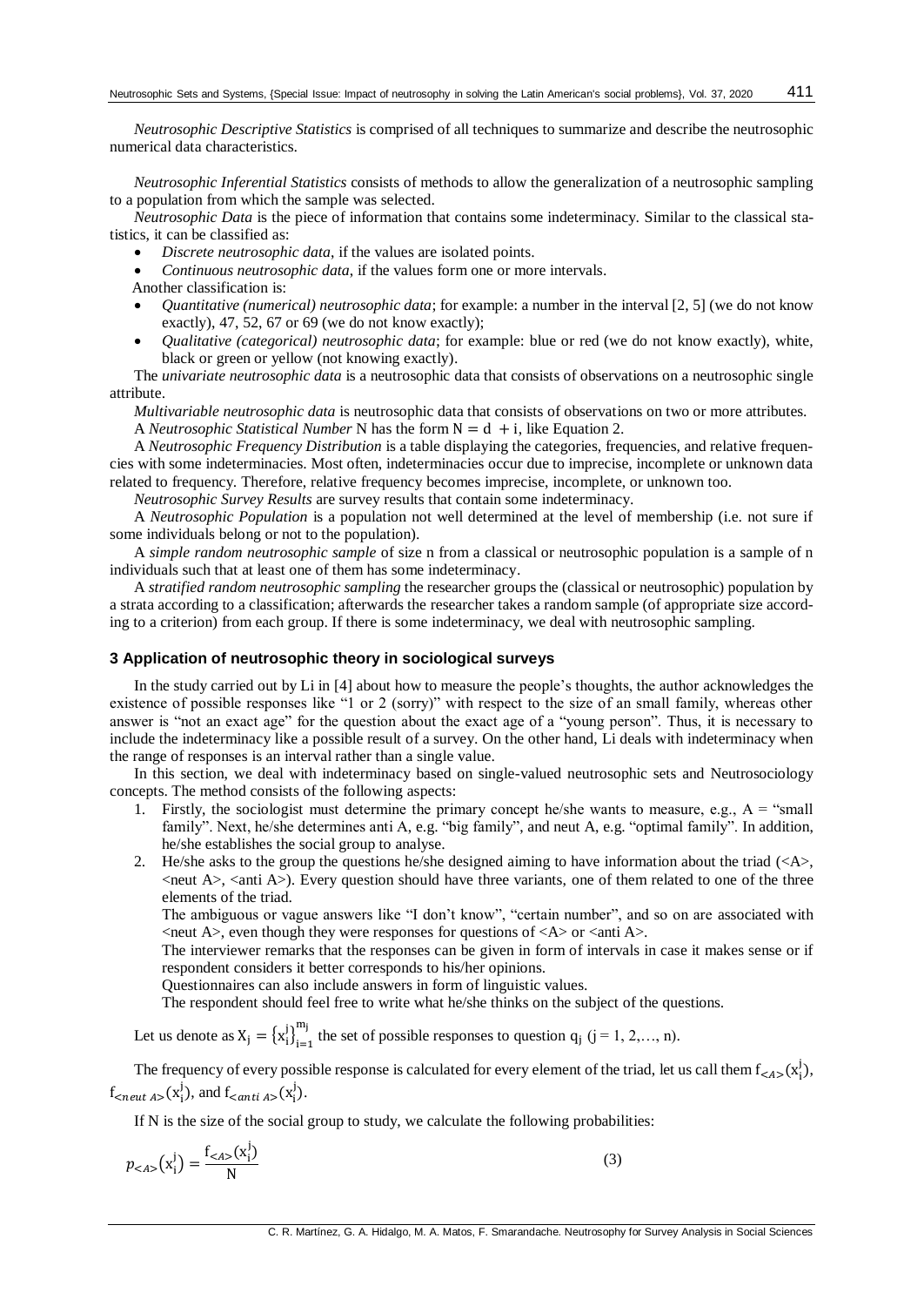*Neutrosophic Descriptive Statistics* is comprised of all techniques to summarize and describe the neutrosophic numerical data characteristics.

*Neutrosophic Inferential Statistics* consists of methods to allow the generalization of a neutrosophic sampling to a population from which the sample was selected.

*Neutrosophic Data* is the piece of information that contains some indeterminacy. Similar to the classical statistics, it can be classified as:

- *Discrete neutrosophic data*, if the values are isolated points.
- *Continuous neutrosophic data*, if the values form one or more intervals.

Another classification is:

- *Quantitative (numerical) neutrosophic data*; for example: a number in the interval [2, 5] (we do not know exactly), 47, 52, 67 or 69 (we do not know exactly);
- *Qualitative (categorical) neutrosophic data*; for example: blue or red (we do not know exactly), white, black or green or yellow (not knowing exactly).

The *univariate neutrosophic data* is a neutrosophic data that consists of observations on a neutrosophic single attribute.

*Multivariable neutrosophic data* is neutrosophic data that consists of observations on two or more attributes.

A *Neutrosophic Statistical Number* N has the form $N = d + i$, like Equation 2.

A *Neutrosophic Frequency Distribution* is a table displaying the categories, frequencies, and relative frequencies with some indeterminacies. Most often, indeterminacies occur due to imprecise, incomplete or unknown data related to frequency. Therefore, relative frequency becomes imprecise, incomplete, or unknown too.

*Neutrosophic Survey Results* are survey results that contain some indeterminacy.

A *Neutrosophic Population* is a population not well determined at the level of membership (i.e. not sure if some individuals belong or not to the population).

A *simple random neutrosophic sample* of size n from a classical or neutrosophic population is a sample of n individuals such that at least one of them has some indeterminacy.

A *stratified random neutrosophic sampling* the researcher groups the (classical or neutrosophic) population by a strata according to a classification; afterwards the researcher takes a random sample (of appropriate size according to a criterion) from each group. If there is some indeterminacy, we deal with neutrosophic sampling.

## 3 Application of neutrosophic theory in sociological surveys

In the study carried out by Li in [4] about how to measure the people's thoughts, the author acknowledges the existence of possible responses like "1 or 2 (sorry)" with respect to the size of an small family, whereas other answer is "not an exact age" for the question about the exact age of a "young person". Thus, it is necessary to include the indeterminacy like a possible result of a survey. On the other hand, Li deals with indeterminacy when the range of responses is an interval rather than a single value.

In this section, we deal with indeterminacy based on single-valued neutrosophic sets and Neutrosociology concepts. The method consists of the following aspects:

1. Firstly, the sociologist must determine the primary concept he/she wants to measure, e.g., A = "small family". Next, he/she determines anti A, e.g. "big family", and neut A, e.g. "optimal family". In addition, he/she establishes the social group to analyse.
2. He/she asks to the group the questions he/she designed aiming to have information about the triad (<A>, <neut A>, <anti A>). Every question should have three variants, one of them related to one of the three elements of the triad.

   The ambiguous or vague answers like "I don't know", "certain number", and so on are associated with <neut A>, even though they were responses for questions of <A> or <anti A>.

   The interviewer remarks that the responses can be given in form of intervals in case it makes sense or if respondent considers it better corresponds to his/her opinions.

   Questionnaires can also include answers in form of linguistic values.

   The respondent should feel free to write what he/she thinks on the subject of the questions.

Let us denote as $X_j = \{x_i^j\}_{i=1}^{m_j}$ the set of possible responses to question $q_j$ ($j = 1, 2, \ldots, n$).

The frequency of every possible response is calculated for every element of the triad, let us call them $f_{<A>}(x_i^j)$, $f_{<neut\ A>}(x_i^j)$, and $f_{<anti\ A>}(x_i^j)$.

If N is the size of the social group to study, we calculate the following probabilities:

$$p_{<A>}(x_i^j) = \frac{f_{<A>}(x_i^j)}{N} \tag{3}$$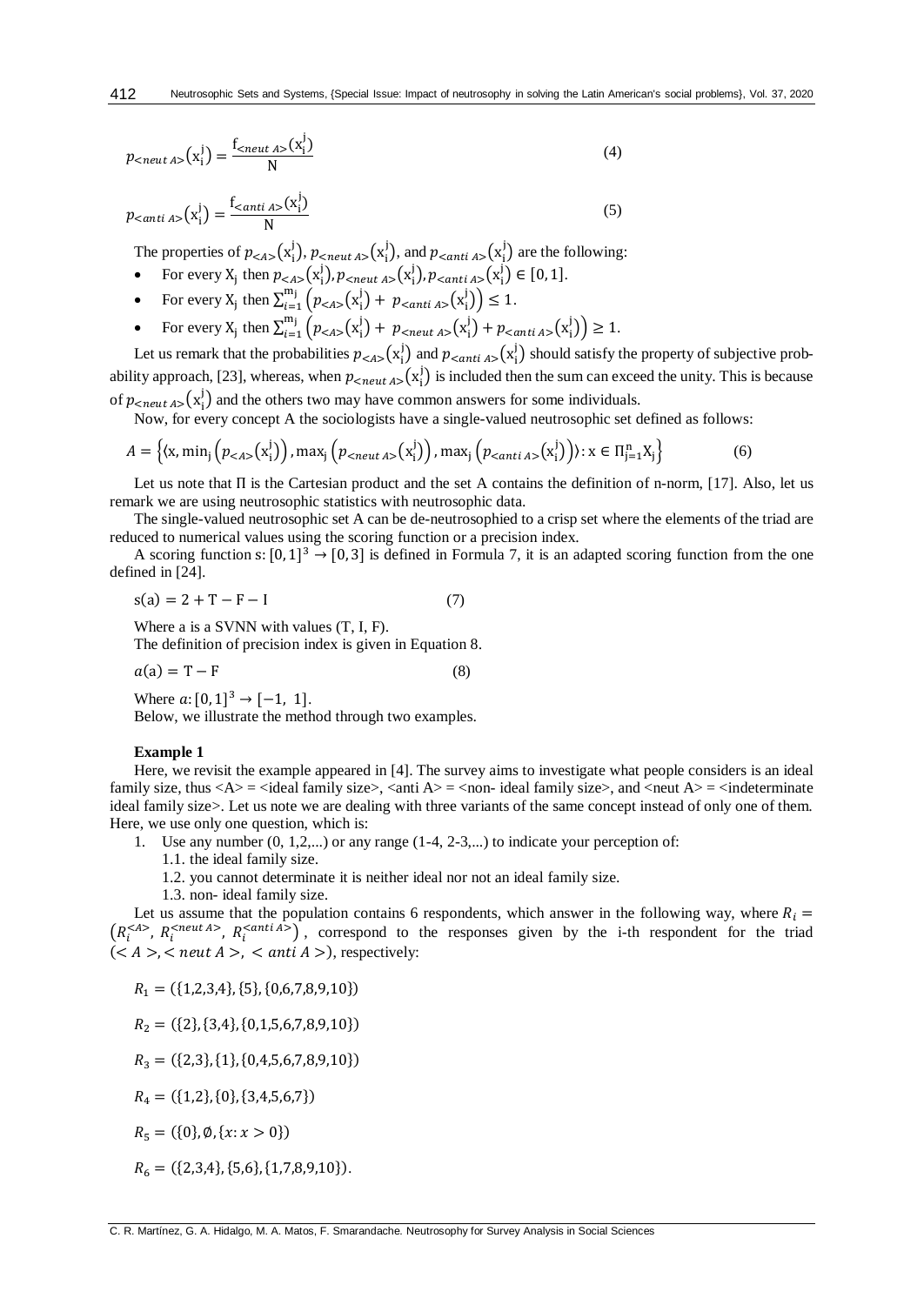$$p_{<neut\ A>}\left(x_i^j\right) = \frac{f_{<neut\ A>}\left(x_i^j\right)}{N} \tag{4}$$

$$p_{<anti\ A>}\left(x_i^j\right) = \frac{f_{<anti\ A>}\left(x_i^j\right)}{N} \tag{5}$$

The properties of $p_{<A>}\left(x_i^j\right)$, $p_{<neut\ A>}\left(x_i^j\right)$, and $p_{<anti\ A>}\left(x_i^j\right)$ are the following:

- For every $X_j$ then $p_{<A>}\left(x_i^j\right), p_{<neut\ A>}\left(x_i^j\right), p_{<anti\ A>}\left(x_i^j\right) \in [0, 1]$.
- For every $X_j$ then $\sum_{i=1}^{m_j}\left(p_{<A>}\left(x_i^j\right) + p_{<anti\ A>}\left(x_i^j\right)\right) \leq 1$.
- For every $X_j$ then $\sum_{i=1}^{m_j}\left(p_{<A>}\left(x_i^j\right) + p_{<neut\ A>}\left(x_i^j\right) + p_{<anti\ A>}\left(x_i^j\right)\right) \geq 1$.

Let us remark that the probabilities $p_{<A>}\left(x_i^j\right)$ and $p_{<anti\ A>}\left(x_i^j\right)$ should satisfy the property of subjective probability approach, [23], whereas, when $p_{<neut\ A>}\left(x_i^j\right)$ is included then the sum can exceed the unity. This is because of $p_{<neut\ A>}\left(x_i^j\right)$ and the others two may have common answers for some individuals.

Now, for every concept A the sociologists have a single-valued neutrosophic set defined as follows:

$$A = \left\{\left\langle x, \min_j\left(p_{<A>}\left(x_i^j\right)\right), \max_j\left(p_{<neut\ A>}\left(x_i^j\right)\right), \max_j\left(p_{<anti\ A>}\left(x_i^j\right)\right)\right\rangle : x \in \Pi_{j=1}^{n} X_j\right\} \tag{6}$$

Let us note that $\Pi$ is the Cartesian product and the set A contains the definition of n-norm, [17]. Also, let us remark we are using neutrosophic statistics with neutrosophic data.

The single-valued neutrosophic set A can be de-neutrosophied to a crisp set where the elements of the triad are reduced to numerical values using the scoring function or a precision index.

A scoring function $s: [0, 1]^3 \to [0, 3]$ is defined in Formula 7, it is an adapted scoring function from the one defined in [24].

$$s(a) = 2 + T - F - I \tag{7}$$

Where a is a SVNN with values (T, I, F).

The definition of precision index is given in Equation 8.

$$a(a) = T - F \tag{8}$$

Where $a: [0, 1]^3 \to [-1, 1]$.

Below, we illustrate the method through two examples.

**Example 1**

Here, we revisit the example appeared in [4]. The survey aims to investigate what people considers is an ideal family size, thus <A> = <ideal family size>, <anti A> = <non- ideal family size>, and <neut A> = <indeterminate ideal family size>. Let us note we are dealing with three variants of the same concept instead of only one of them. Here, we use only one question, which is:

1. Use any number (0, 1,2,...) or any range (1-4, 2-3,...) to indicate your perception of:
   1.1. the ideal family size.
   1.2. you cannot determinate it is neither ideal nor not an ideal family size.
   1.3. non- ideal family size.

Let us assume that the population contains 6 respondents, which answer in the following way, where $R_i = \left(R_i^{<A>}, R_i^{<neut\ A>}, R_i^{<anti\ A>}\right)$, correspond to the responses given by the i-th respondent for the triad $(<A>, <neut\ A>, <anti\ A>)$, respectively:

$R_1 = (\{1,2,3,4\}, \{5\}, \{0,6,7,8,9,10\})$

$R_2 = (\{2\}, \{3,4\}, \{0,1,5,6,7,8,9,10\})$

$R_3 = (\{2,3\}, \{1\}, \{0,4,5,6,7,8,9,10\})$

$R_4 = (\{1,2\}, \{0\}, \{3,4,5,6,7\})$

$R_5 = (\{0\}, \emptyset, \{x: x > 0\})$

$R_6 = (\{2,3,4\}, \{5,6\}, \{1,7,8,9,10\})$.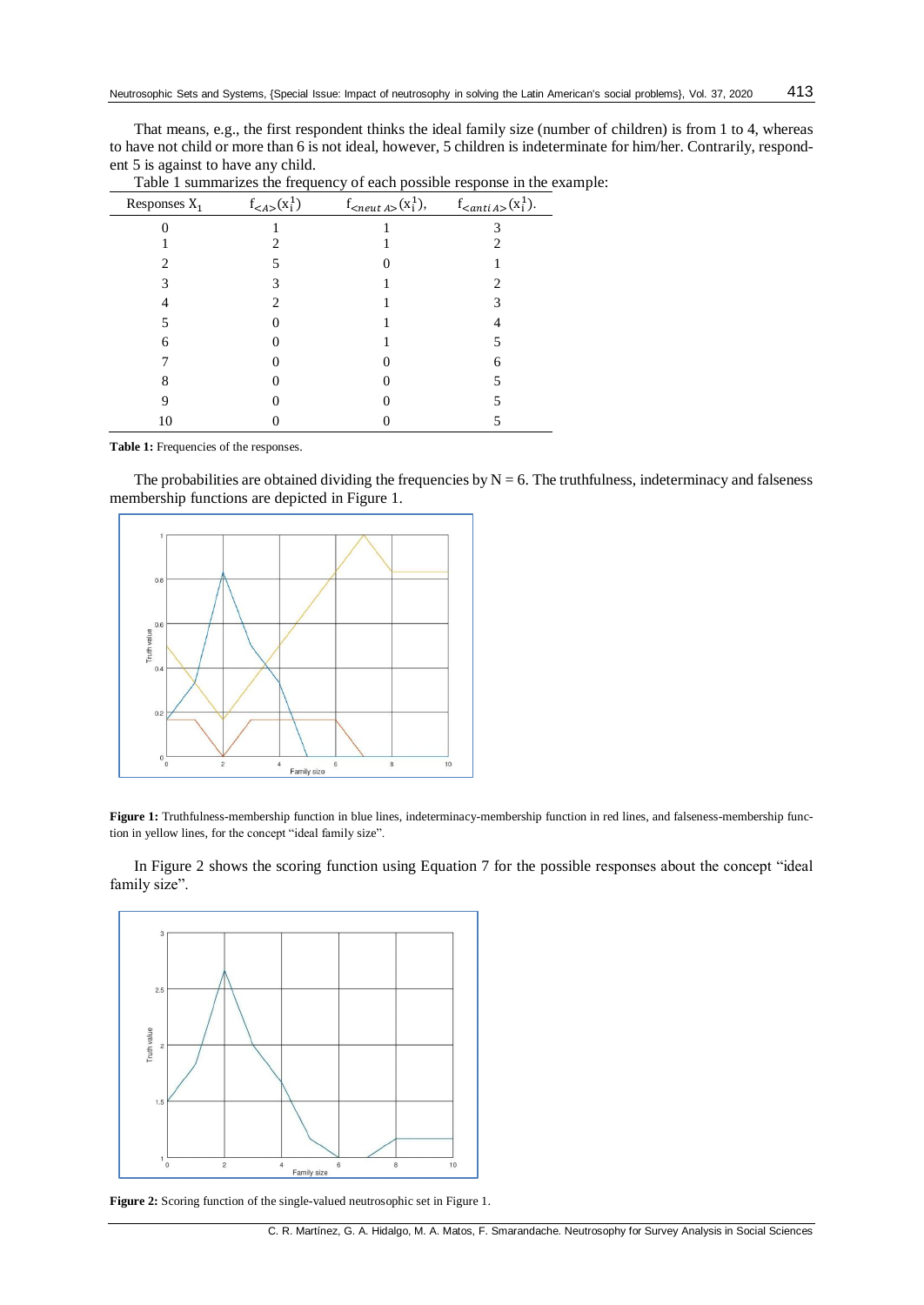That means, e.g., the first respondent thinks the ideal family size (number of children) is from 1 to 4, whereas to have not child or more than 6 is not ideal, however, 5 children is indeterminate for him/her. Contrarily, respondent 5 is against to have any child.

Table 1 summarizes the frequency of each possible response in the example:

| Responses $X_1$ | $f_{<A>}(x_i^1)$ | $f_{<neut\,A>}(x_i^1)$, | $f_{<anti\,A>}(x_i^1)$. |
|---|---|---|---|
| 0 | 1 | 1 | 3 |
| 1 | 2 | 1 | 2 |
| 2 | 5 | 0 | 1 |
| 3 | 3 | 1 | 2 |
| 4 | 2 | 1 | 3 |
| 5 | 0 | 1 | 4 |
| 6 | 0 | 1 | 5 |
| 7 | 0 | 0 | 6 |
| 8 | 0 | 0 | 5 |
| 9 | 0 | 0 | 5 |
| 10 | 0 | 0 | 5 |

**Table 1:** Frequencies of the responses.

The probabilities are obtained dividing the frequencies by N = 6. The truthfulness, indeterminacy and falseness membership functions are depicted in Figure 1.

**Figure 1:** Truthfulness-membership function in blue lines, indeterminacy-membership function in red lines, and falseness-membership function in yellow lines, for the concept "ideal family size".

In Figure 2 shows the scoring function using Equation 7 for the possible responses about the concept "ideal family size".

**Figure 2:** Scoring function of the single-valued neutrosophic set in Figure 1.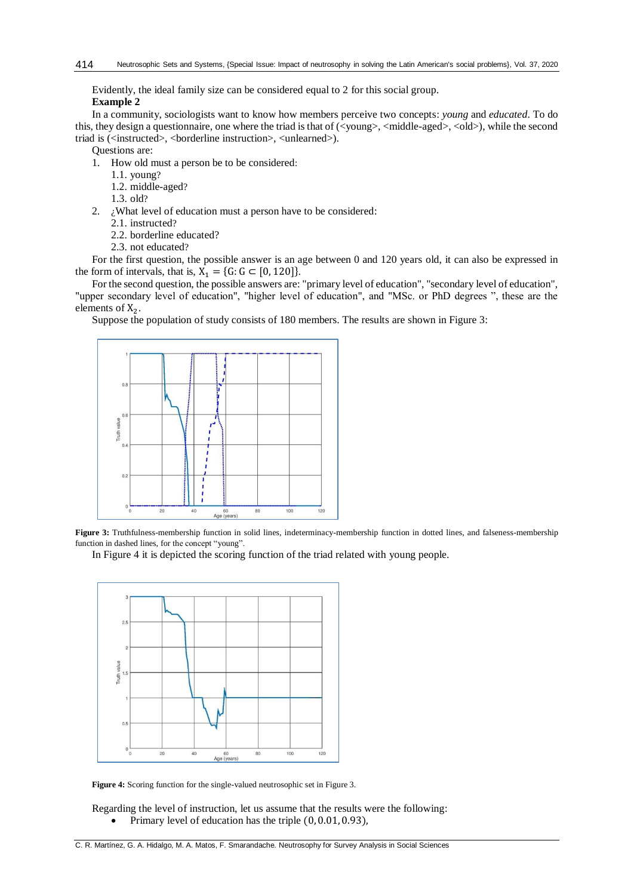Evidently, the ideal family size can be considered equal to 2 for this social group.

**Example 2**

In a community, sociologists want to know how members perceive two concepts: *young* and *educated*. To do this, they design a questionnaire, one where the triad is that of (<young>, <middle-aged>, <old>), while the second triad is (<instructed>, <borderline instruction>, <unlearned>).

Questions are:

1. How old must a person be to be considered:
   1.1. young?
   1.2. middle-aged?
   1.3. old?
2. ¿What level of education must a person have to be considered:
   2.1. instructed?
   2.2. borderline educated?
   2.3. not educated?

For the first question, the possible answer is an age between 0 and 120 years old, it can also be expressed in the form of intervals, that is, $X_1 = \{G: G \subset [0, 120]\}$.

For the second question, the possible answers are: "primary level of education", "secondary level of education", "upper secondary level of education", "higher level of education", and "MSc. or PhD degrees ", these are the elements of $X_2$.

Suppose the population of study consists of 180 members. The results are shown in Figure 3:

**Figure 3:** Truthfulness-membership function in solid lines, indeterminacy-membership function in dotted lines, and falseness-membership function in dashed lines, for the concept "young".

In Figure 4 it is depicted the scoring function of the triad related with young people.

**Figure 4:** Scoring function for the single-valued neutrosophic set in Figure 3.

Regarding the level of instruction, let us assume that the results were the following:

- Primary level of education has the triple $(0, 0.01, 0.93)$,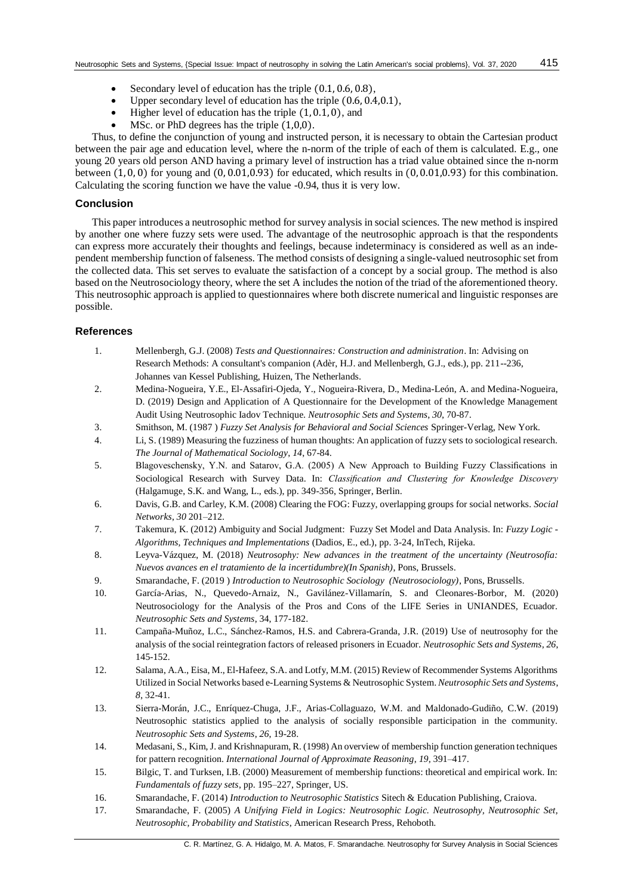- Secondary level of education has the triple $(0.1, 0.6, 0.8)$,
- Upper secondary level of education has the triple $(0.6, 0.4, 0.1)$,
- Higher level of education has the triple $(1, 0.1, 0)$, and
- MSc. or PhD degrees has the triple $(1,0,0)$.

Thus, to define the conjunction of young and instructed person, it is necessary to obtain the Cartesian product between the pair age and education level, where the n-norm of the triple of each of them is calculated. E.g., one young 20 years old person AND having a primary level of instruction has a triad value obtained since the n-norm between $(1, 0, 0)$ for young and $(0, 0.01, 0.93)$ for educated, which results in $(0, 0.01, 0.93)$ for this combination. Calculating the scoring function we have the value -0.94, thus it is very low.

## Conclusion

This paper introduces a neutrosophic method for survey analysis in social sciences. The new method is inspired by another one where fuzzy sets were used. The advantage of the neutrosophic approach is that the respondents can express more accurately their thoughts and feelings, because indeterminacy is considered as well as an independent membership function of falseness. The method consists of designing a single-valued neutrosophic set from the collected data. This set serves to evaluate the satisfaction of a concept by a social group. The method is also based on the Neutrosociology theory, where the set A includes the notion of the triad of the aforementioned theory. This neutrosophic approach is applied to questionnaires where both discrete numerical and linguistic responses are possible.

## References

1. Mellenbergh, G.J. (2008) *Tests and Questionnaires: Construction and administration*. In: Advising on Research Methods: A consultant's companion (Adèr, H.J. and Mellenbergh, G.J., eds.), pp. 211--236, Johannes van Kessel Publishing, Huizen, The Netherlands.
2. Medina-Nogueira, Y.E., El-Assafiri-Ojeda, Y., Nogueira-Rivera, D., Medina-León, A. and Medina-Nogueira, D. (2019) Design and Application of A Questionnaire for the Development of the Knowledge Management Audit Using Neutrosophic Iadov Technique. *Neutrosophic Sets and Systems*, *30*, 70-87.
3. Smithson, M. (1987 ) *Fuzzy Set Analysis for Behavioral and Social Sciences* Springer-Verlag, New York.
4. Li, S. (1989) Measuring the fuzziness of human thoughts: An application of fuzzy sets to sociological research. *The Journal of Mathematical Sociology*, *14*, 67-84.
5. Blagoveschensky, Y.N. and Satarov, G.A. (2005) A New Approach to Building Fuzzy Classifications in Sociological Research with Survey Data. In: *Classification and Clustering for Knowledge Discovery* (Halgamuge, S.K. and Wang, L., eds.), pp. 349-356, Springer, Berlin.
6. Davis, G.B. and Carley, K.M. (2008) Clearing the FOG: Fuzzy, overlapping groups for social networks. *Social Networks*, *30* 201–212.
7. Takemura, K. (2012) Ambiguity and Social Judgment: Fuzzy Set Model and Data Analysis. In: *Fuzzy Logic - Algorithms, Techniques and Implementations* (Dadios, E., ed.), pp. 3-24, InTech, Rijeka.
8. Leyva-Vázquez, M. (2018) *Neutrosophy: New advances in the treatment of the uncertainty (Neutrosofía: Nuevos avances en el tratamiento de la incertidumbre)(In Spanish)*, Pons, Brussels.
9. Smarandache, F. (2019 ) *Introduction to Neutrosophic Sociology (Neutrosociology)*, Pons, Brussells.
10. García-Arias, N., Quevedo-Arnaiz, N., Gavilánez-Villamarín, S. and Cleonares-Borbor, M. (2020) Neutrosociology for the Analysis of the Pros and Cons of the LIFE Series in UNIANDES, Ecuador. *Neutrosophic Sets and Systems*, 34, 177-182.
11. Campaña-Muñoz, L.C., Sánchez-Ramos, H.S. and Cabrera-Granda, J.R. (2019) Use of neutrosophy for the analysis of the social reintegration factors of released prisoners in Ecuador. *Neutrosophic Sets and Systems*, *26*, 145-152.
12. Salama, A.A., Eisa, M., El-Hafeez, S.A. and Lotfy, M.M. (2015) Review of Recommender Systems Algorithms Utilized in Social Networks based e-Learning Systems & Neutrosophic System. *Neutrosophic Sets and Systems*, *8*, 32-41.
13. Sierra-Morán, J.C., Enríquez-Chuga, J.F., Arias-Collaguazo, W.M. and Maldonado-Gudiño, C.W. (2019) Neutrosophic statistics applied to the analysis of socially responsible participation in the community. *Neutrosophic Sets and Systems*, *26*, 19-28.
14. Medasani, S., Kim, J. and Krishnapuram, R. (1998) An overview of membership function generation techniques for pattern recognition. *International Journal of Approximate Reasoning*, *19*, 391–417.
15. Bilgic, T. and Turksen, I.B. (2000) Measurement of membership functions: theoretical and empirical work. In: *Fundamentals of fuzzy sets*, pp. 195–227, Springer, US.
16. Smarandache, F. (2014) *Introduction to Neutrosophic Statistics* Sitech & Education Publishing, Craiova.
17. Smarandache, F. (2005) *A Unifying Field in Logics: Neutrosophic Logic. Neutrosophy, Neutrosophic Set, Neutrosophic, Probability and Statistics*, American Research Press, Rehoboth.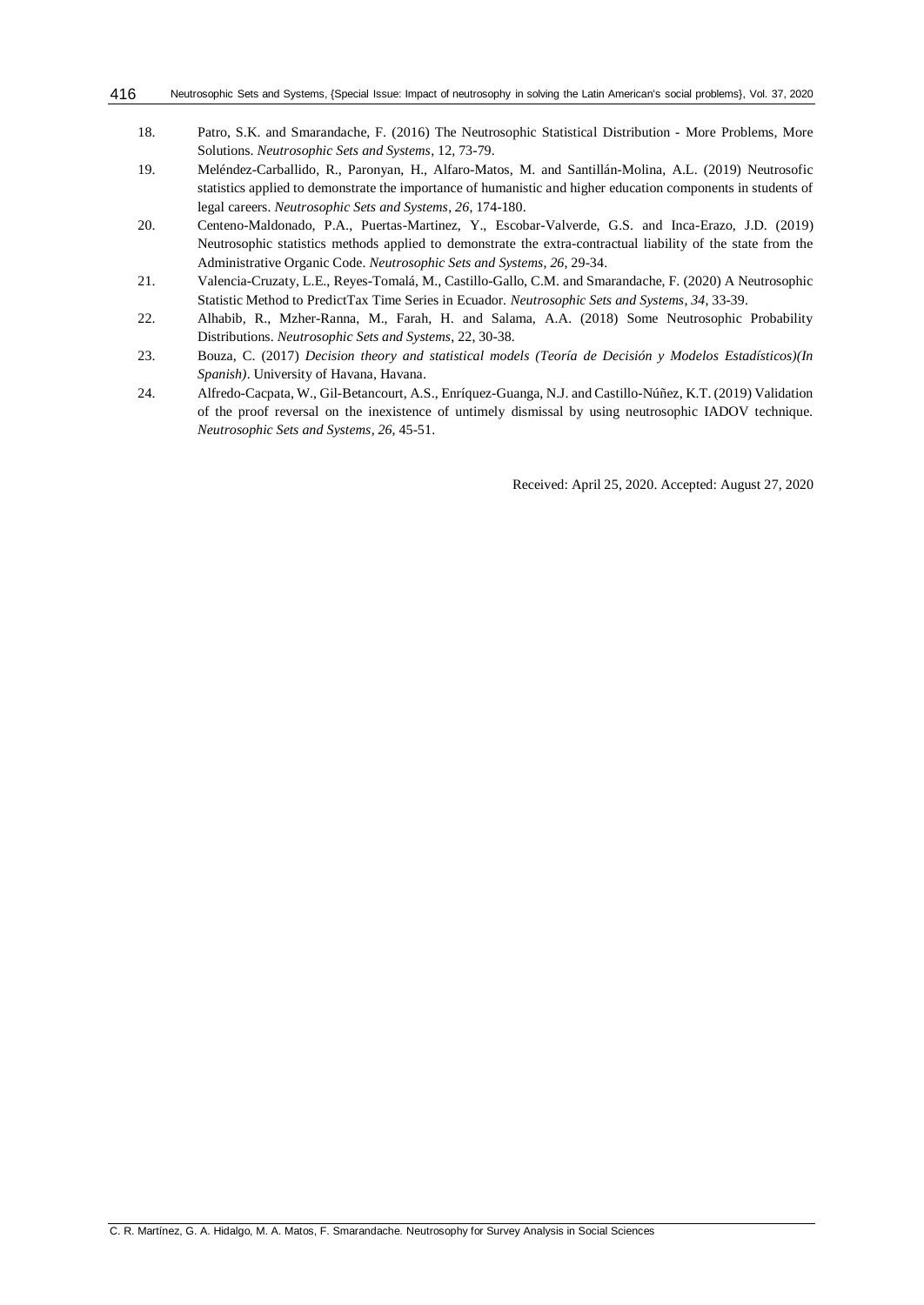18. Patro, S.K. and Smarandache, F. (2016) The Neutrosophic Statistical Distribution - More Problems, More Solutions. *Neutrosophic Sets and Systems*, 12, 73-79.
19. Meléndez-Carballido, R., Paronyan, H., Alfaro-Matos, M. and Santillán-Molina, A.L. (2019) Neutrosofic statistics applied to demonstrate the importance of humanistic and higher education components in students of legal careers. *Neutrosophic Sets and Systems*, *26*, 174-180.
20. Centeno-Maldonado, P.A., Puertas-Martinez, Y., Escobar-Valverde, G.S. and Inca-Erazo, J.D. (2019) Neutrosophic statistics methods applied to demonstrate the extra-contractual liability of the state from the Administrative Organic Code. *Neutrosophic Sets and Systems*, *26*, 29-34.
21. Valencia-Cruzaty, L.E., Reyes-Tomalá, M., Castillo-Gallo, C.M. and Smarandache, F. (2020) A Neutrosophic Statistic Method to PredictTax Time Series in Ecuador. *Neutrosophic Sets and Systems*, *34*, 33-39.
22. Alhabib, R., Mzher-Ranna, M., Farah, H. and Salama, A.A. (2018) Some Neutrosophic Probability Distributions. *Neutrosophic Sets and Systems*, 22, 30-38.
23. Bouza, C. (2017) *Decision theory and statistical models (Teoría de Decisión y Modelos Estadísticos)(In Spanish)*. University of Havana, Havana.
24. Alfredo-Cacpata, W., Gil-Betancourt, A.S., Enríquez-Guanga, N.J. and Castillo-Núñez, K.T. (2019) Validation of the proof reversal on the inexistence of untimely dismissal by using neutrosophic IADOV technique. *Neutrosophic Sets and Systems*, *26*, 45-51.

Received: April 25, 2020. Accepted: August 27, 2020